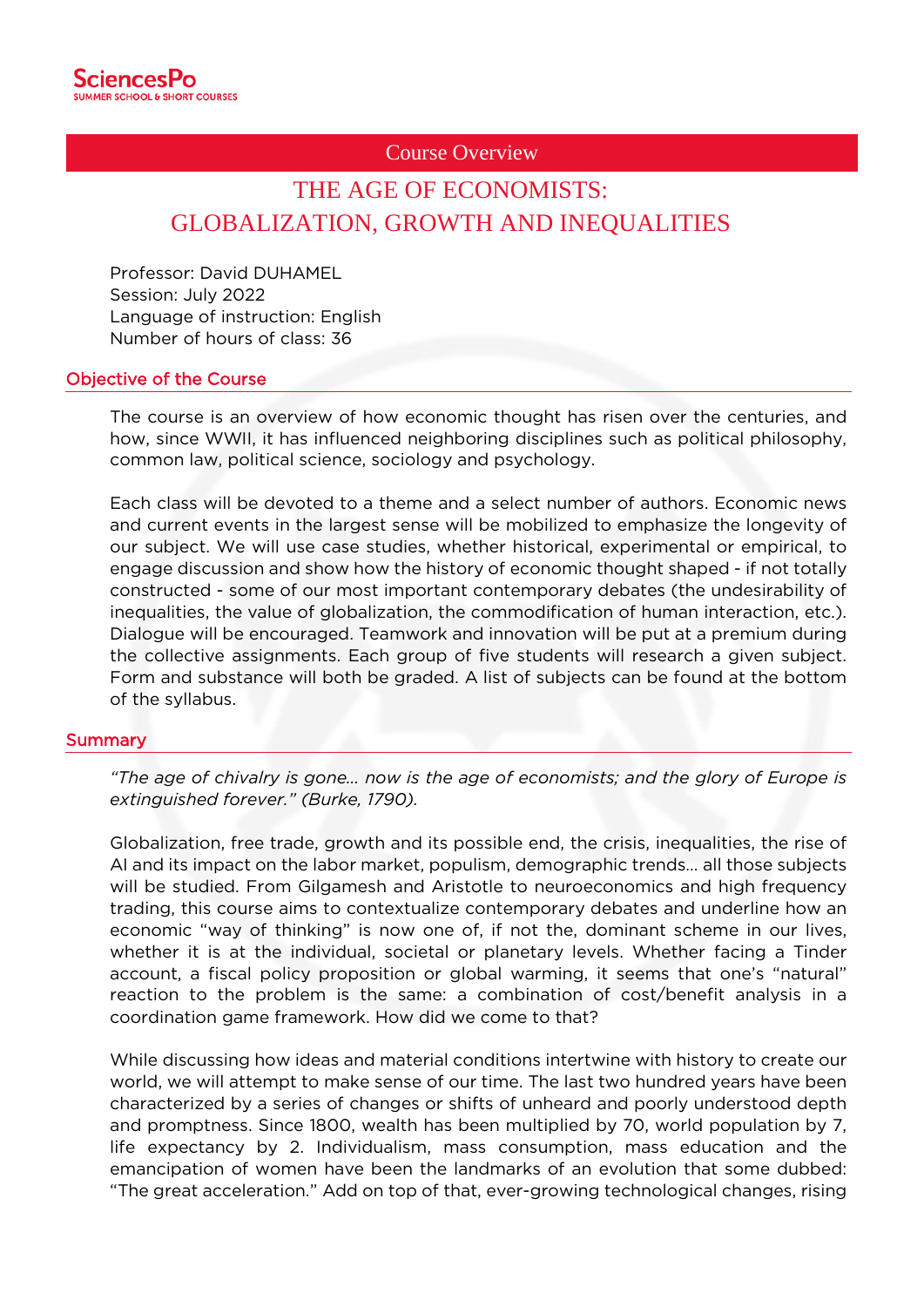SciencesPo
SUMMER SCHOOL & SHORT COURSES

## Course Overview

# THE AGE OF ECONOMISTS: GLOBALIZATION, GROWTH AND INEQUALITIES

Professor: David DUHAMEL
Session: July 2022
Language of instruction: English
Number of hours of class: 36

## Objective of the Course

The course is an overview of how economic thought has risen over the centuries, and how, since WWII, it has influenced neighboring disciplines such as political philosophy, common law, political science, sociology and psychology.

Each class will be devoted to a theme and a select number of authors. Economic news and current events in the largest sense will be mobilized to emphasize the longevity of our subject. We will use case studies, whether historical, experimental or empirical, to engage discussion and show how the history of economic thought shaped - if not totally constructed - some of our most important contemporary debates (the undesirability of inequalities, the value of globalization, the commodification of human interaction, etc.). Dialogue will be encouraged. Teamwork and innovation will be put at a premium during the collective assignments. Each group of five students will research a given subject. Form and substance will both be graded. A list of subjects can be found at the bottom of the syllabus.

## Summary

*"The age of chivalry is gone… now is the age of economists; and the glory of Europe is extinguished forever." (Burke, 1790).*

Globalization, free trade, growth and its possible end, the crisis, inequalities, the rise of AI and its impact on the labor market, populism, demographic trends… all those subjects will be studied. From Gilgamesh and Aristotle to neuroeconomics and high frequency trading, this course aims to contextualize contemporary debates and underline how an economic "way of thinking" is now one of, if not the, dominant scheme in our lives, whether it is at the individual, societal or planetary levels. Whether facing a Tinder account, a fiscal policy proposition or global warming, it seems that one's "natural" reaction to the problem is the same: a combination of cost/benefit analysis in a coordination game framework. How did we come to that?

While discussing how ideas and material conditions intertwine with history to create our world, we will attempt to make sense of our time. The last two hundred years have been characterized by a series of changes or shifts of unheard and poorly understood depth and promptness. Since 1800, wealth has been multiplied by 70, world population by 7, life expectancy by 2. Individualism, mass consumption, mass education and the emancipation of women have been the landmarks of an evolution that some dubbed: "The great acceleration." Add on top of that, ever-growing technological changes, rising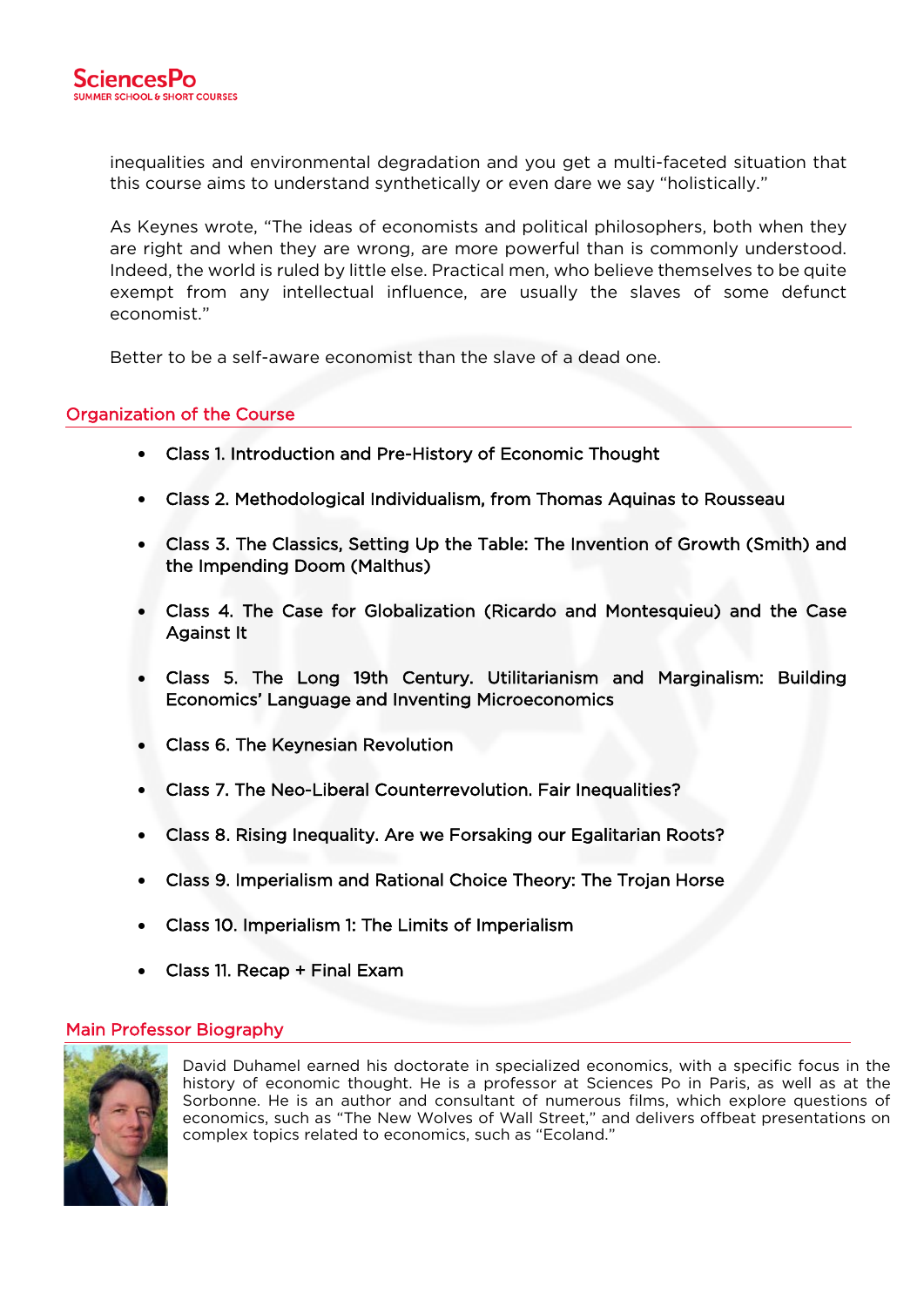inequalities and environmental degradation and you get a multi-faceted situation that this course aims to understand synthetically or even dare we say "holistically."

As Keynes wrote, "The ideas of economists and political philosophers, both when they are right and when they are wrong, are more powerful than is commonly understood. Indeed, the world is ruled by little else. Practical men, who believe themselves to be quite exempt from any intellectual influence, are usually the slaves of some defunct economist."

Better to be a self-aware economist than the slave of a dead one.

## Organization of the Course

- Class 1. Introduction and Pre-History of Economic Thought
- Class 2. Methodological Individualism, from Thomas Aquinas to Rousseau
- Class 3. The Classics, Setting Up the Table: The Invention of Growth (Smith) and the Impending Doom (Malthus)
- Class 4. The Case for Globalization (Ricardo and Montesquieu) and the Case Against It
- Class 5. The Long 19th Century. Utilitarianism and Marginalism: Building Economics' Language and Inventing Microeconomics
- Class 6. The Keynesian Revolution
- Class 7. The Neo-Liberal Counterrevolution. Fair Inequalities?
- Class 8. Rising Inequality. Are we Forsaking our Egalitarian Roots?
- Class 9. Imperialism and Rational Choice Theory: The Trojan Horse
- Class 10. Imperialism 1: The Limits of Imperialism
- Class 11. Recap + Final Exam

## Main Professor Biography

David Duhamel earned his doctorate in specialized economics, with a specific focus in the history of economic thought. He is a professor at Sciences Po in Paris, as well as at the Sorbonne. He is an author and consultant of numerous films, which explore questions of economics, such as "The New Wolves of Wall Street," and delivers offbeat presentations on complex topics related to economics, such as "Ecoland."